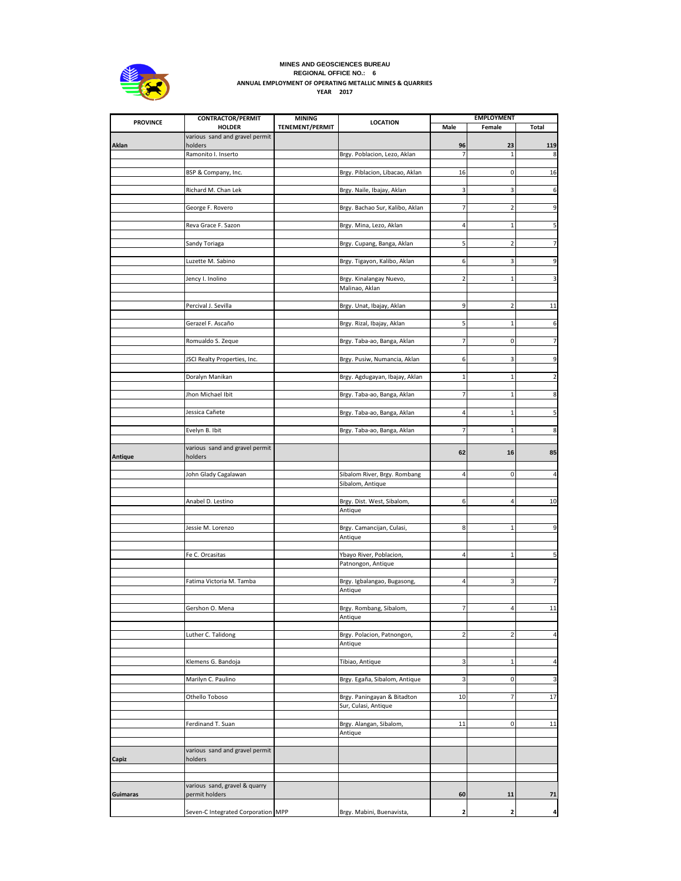**MINES AND GEOSCIENCES BUREAU**
**REGIONAL OFFICE NO.: 6**
**ANNUAL EMPLOYMENT OF OPERATING METALLIC MINES & QUARRIES**
**YEAR 2017**

| PROVINCE | CONTRACTOR/PERMIT HOLDER | MINING TENEMENT/PERMIT | LOCATION | EMPLOYMENT | | |
|---|---|---|---|---|---|---|
| | | | | Male | Female | Total |
| Aklan | various sand and gravel permit holders | | | 96 | 23 | 119 |
| | Ramonito I. Inserto | | Brgy. Poblacion, Lezo, Aklan | 7 | 1 | 8 |
| | BSP & Company, Inc. | | Brgy. Piblacion, Libacao, Aklan | 16 | 0 | 16 |
| | Richard M. Chan Lek | | Brgy. Naile, Ibajay, Aklan | 3 | 3 | 6 |
| | George F. Rovero | | Brgy. Bachao Sur, Kalibo, Aklan | 7 | 2 | 9 |
| | Reva Grace F. Sazon | | Brgy. Mina, Lezo, Aklan | 4 | 1 | 5 |
| | Sandy Toriaga | | Brgy. Cupang, Banga, Aklan | 5 | 2 | 7 |
| | Luzette M. Sabino | | Brgy. Tigayon, Kalibo, Aklan | 6 | 3 | 9 |
| | Jency I. Inolino | | Brgy. Kinalangay Nuevo, Malinao, Aklan | 2 | 1 | 3 |
| | Percival J. Sevilla | | Brgy. Unat, Ibajay, Aklan | 9 | 2 | 11 |
| | Gerazel F. Ascaño | | Brgy. Rizal, Ibajay, Aklan | 5 | 1 | 6 |
| | Romualdo S. Zeque | | Brgy. Taba-ao, Banga, Aklan | 7 | 0 | 7 |
| | JSCI Realty Properties, Inc. | | Brgy. Pusiw, Numancia, Aklan | 6 | 3 | 9 |
| | Doralyn Manikan | | Brgy. Agdugayan, Ibajay, Aklan | 1 | 1 | 2 |
| | Jhon Michael Ibit | | Brgy. Taba-ao, Banga, Aklan | 7 | 1 | 8 |
| | Jessica Cañete | | Brgy. Taba-ao, Banga, Aklan | 4 | 1 | 5 |
| | Evelyn B. Ibit | | Brgy. Taba-ao, Banga, Aklan | 7 | 1 | 8 |
| Antique | various sand and gravel permit holders | | | 62 | 16 | 85 |
| | John Glady Cagalawan | | Sibalom River, Brgy. Rombang Sibalom, Antique | 4 | 0 | 4 |
| | Anabel D. Lestino | | Brgy. Dist. West, Sibalom, Antique | 6 | 4 | 10 |
| | Jessie M. Lorenzo | | Brgy. Camancijan, Culasi, Antique | 8 | 1 | 9 |
| | Fe C. Orcasitas | | Ybayo River, Poblacion, Patnongon, Antique | 4 | 1 | 5 |
| | Fatima Victoria M. Tamba | | Brgy. Igbalangao, Bugasong, Antique | 4 | 3 | 7 |
| | Gershon O. Mena | | Brgy. Rombang, Sibalom, Antique | 7 | 4 | 11 |
| | Luther C. Talidong | | Brgy. Polacion, Patnongon, Antique | 2 | 2 | 4 |
| | Klemens G. Bandoja | | Tibiao, Antique | 3 | 1 | 4 |
| | Marilyn C. Paulino | | Brgy. Egaña, Sibalom, Antique | 3 | 0 | 3 |
| | Othello Toboso | | Brgy. Paningayan & Bitadton Sur, Culasi, Antique | 10 | 7 | 17 |
| | Ferdinand T. Suan | | Brgy. Alangan, Sibalom, Antique | 11 | 0 | 11 |
| Capiz | various sand and gravel permit holders | | | | | |
| Guimaras | various sand, gravel & quarry permit holders | | | 60 | 11 | 71 |
| | Seven-C Integrated Corporation | MPP | Brgy. Mabini, Buenavista, | 2 | 2 | 4 |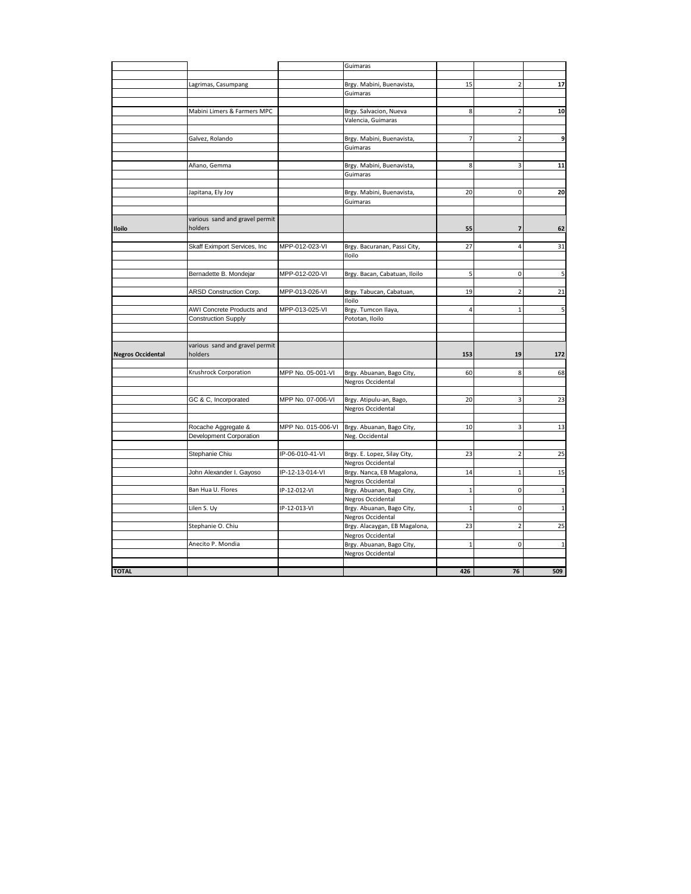| | | | | | | |
|---|---|---|---|---|---|---|
| | | | Guimaras | | | |
| | Lagrimas, Casumpang | | Brgy. Mabini, Buenavista, Guimaras | 15 | 2 | 17 |
| | Mabini Limers & Farmers MPC | | Brgy. Salvacion, Nueva Valencia, Guimaras | 8 | 2 | 10 |
| | Galvez, Rolando | | Brgy. Mabini, Buenavista, Guimaras | 7 | 2 | 9 |
| | Añano, Gemma | | Brgy. Mabini, Buenavista, Guimaras | 8 | 3 | 11 |
| | Japitana, Ely Joy | | Brgy. Mabini, Buenavista, Guimaras | 20 | 0 | 20 |
| **Iloilo** | various sand and gravel permit holders | | | 55 | 7 | 62 |
| | Skaff Eximport Services, Inc | MPP-012-023-VI | Brgy. Bacuranan, Passi City, Iloilo | 27 | 4 | 31 |
| | Bernadette B. Mondejar | MPP-012-020-VI | Brgy. Bacan, Cabatuan, Iloilo | 5 | 0 | 5 |
| | ARSD Construction Corp. | MPP-013-026-VI | Brgy. Tabucan, Cabatuan, Iloilo | 19 | 2 | 21 |
| | AWI Concrete Products and Construction Supply | MPP-013-025-VI | Brgy. Tumcon Ilaya, Pototan, Iloilo | 4 | 1 | 5 |
| **Negros Occidental** | various sand and gravel permit holders | | | 153 | 19 | 172 |
| | Krushrock Corporation | MPP No. 05-001-VI | Brgy. Abuanan, Bago City, Negros Occidental | 60 | 8 | 68 |
| | GC & C, Incorporated | MPP No. 07-006-VI | Brgy. Atipulu-an, Bago, Negros Occidental | 20 | 3 | 23 |
| | Rocache Aggregate & Development Corporation | MPP No. 015-006-VI | Brgy. Abuanan, Bago City, Neg. Occidental | 10 | 3 | 13 |
| | Stephanie Chiu | IP-06-010-41-VI | Brgy. E. Lopez, Silay City, Negros Occidental | 23 | 2 | 25 |
| | John Alexander I. Gayoso | IP-12-13-014-VI | Brgy. Nanca, EB Magalona, Negros Occidental | 14 | 1 | 15 |
| | Ban Hua U. Flores | IP-12-012-VI | Brgy. Abuanan, Bago City, Negros Occidental | 1 | 0 | 1 |
| | Lilen S. Uy | IP-12-013-VI | Brgy. Abuanan, Bago City, Negros Occidental | 1 | 0 | 1 |
| | Stephanie O. Chiu | | Brgy. Alacaygan, EB Magalona, Negros Occidental | 23 | 2 | 25 |
| | Anecito P. Mondia | | Brgy. Abuanan, Bago City, Negros Occidental | 1 | 0 | 1 |
| **TOTAL** | | | | **426** | **76** | **509** |